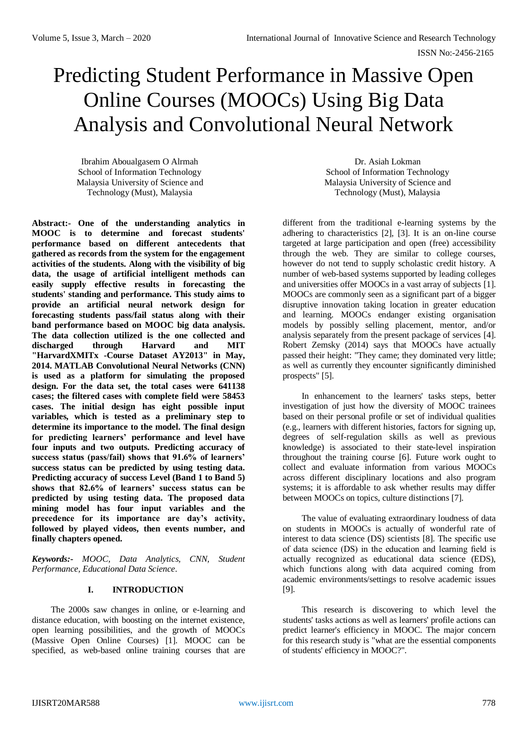# Predicting Student Performance in Massive Open Online Courses (MOOCs) Using Big Data Analysis and Convolutional Neural Network

Ibrahim Aboualgasem O Alrmah
School of Information Technology
Malaysia University of Science and Technology (Must), Malaysia

Dr. Asiah Lokman
School of Information Technology
Malaysia University of Science and Technology (Must), Malaysia

**Abstract:- One of the understanding analytics in MOOC is to determine and forecast students' performance based on different antecedents that gathered as records from the system for the engagement activities of the students. Along with the visibility of big data, the usage of artificial intelligent methods can easily supply effective results in forecasting the students' standing and performance. This study aims to provide an artificial neural network design for forecasting students pass/fail status along with their band performance based on MOOC big data analysis. The data collection utilized is the one collected and discharged through Harvard and MIT "HarvardXMITx -Course Dataset AY2013" in May, 2014. MATLAB Convolutional Neural Networks (CNN) is used as a platform for simulating the proposed design. For the data set, the total cases were 641138 cases; the filtered cases with complete field were 58453 cases. The initial design has eight possible input variables, which is tested as a preliminary step to determine its importance to the model. The final design for predicting learners' performance and level have four inputs and two outputs. Predicting accuracy of success status (pass/fail) shows that 91.6% of learners' success status can be predicted by using testing data. Predicting accuracy of success Level (Band 1 to Band 5) shows that 82.6% of learners' success status can be predicted by using testing data. The proposed data mining model has four input variables and the precedence for its importance are day's activity, followed by played videos, then events number, and finally chapters opened.**

***Keywords:-** MOOC, Data Analytics, CNN, Student Performance, Educational Data Science.*

## I. INTRODUCTION

The 2000s saw changes in online, or e-learning and distance education, with boosting on the internet existence, open learning possibilities, and the growth of MOOCs (Massive Open Online Courses) [1]. MOOC can be specified, as web-based online training courses that are different from the traditional e-learning systems by the adhering to characteristics [2], [3]. It is an on-line course targeted at large participation and open (free) accessibility through the web. They are similar to college courses, however do not tend to supply scholastic credit history. A number of web-based systems supported by leading colleges and universities offer MOOCs in a vast array of subjects [1]. MOOCs are commonly seen as a significant part of a bigger disruptive innovation taking location in greater education and learning. MOOCs endanger existing organisation models by possibly selling placement, mentor, and/or analysis separately from the present package of services [4]. Robert Zemsky (2014) says that MOOCs have actually passed their height: "They came; they dominated very little; as well as currently they encounter significantly diminished prospects" [5].

In enhancement to the learners' tasks steps, better investigation of just how the diversity of MOOC trainees based on their personal profile or set of individual qualities (e.g., learners with different histories, factors for signing up, degrees of self-regulation skills as well as previous knowledge) is associated to their state-level inspiration throughout the training course [6]. Future work ought to collect and evaluate information from various MOOCs across different disciplinary locations and also program systems; it is affordable to ask whether results may differ between MOOCs on topics, culture distinctions [7].

The value of evaluating extraordinary loudness of data on students in MOOCs is actually of wonderful rate of interest to data science (DS) scientists [8]. The specific use of data science (DS) in the education and learning field is actually recognized as educational data science (EDS), which functions along with data acquired coming from academic environments/settings to resolve academic issues [9].

This research is discovering to which level the students' tasks actions as well as learners' profile actions can predict learner's efficiency in MOOC. The major concern for this research study is "what are the essential components of students' efficiency in MOOC?".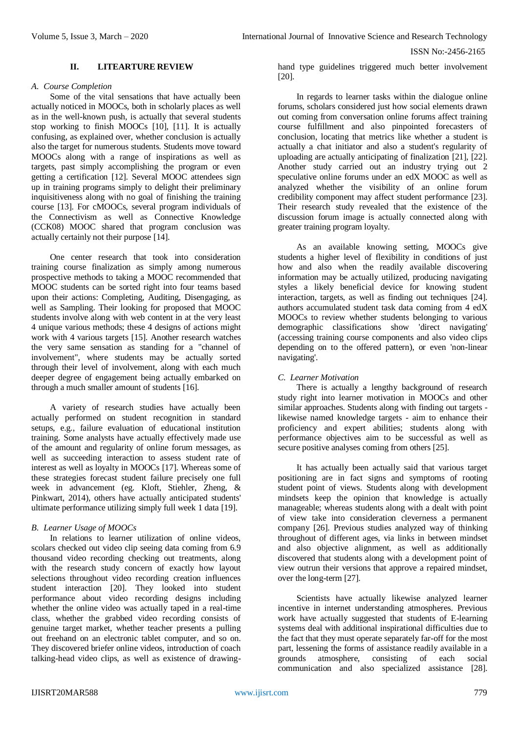## II. LITEARTURE REVIEW

### *A. Course Completion*

Some of the vital sensations that have actually been actually noticed in MOOCs, both in scholarly places as well as in the well-known push, is actually that several students stop working to finish MOOCs [10], [11]. It is actually confusing, as explained over, whether conclusion is actually also the target for numerous students. Students move toward MOOCs along with a range of inspirations as well as targets, past simply accomplishing the program or even getting a certification [12]. Several MOOC attendees sign up in training programs simply to delight their preliminary inquisitiveness along with no goal of finishing the training course [13]. For cMOOCs, several program individuals of the Connectivism as well as Connective Knowledge (CCK08) MOOC shared that program conclusion was actually certainly not their purpose [14].

One center research that took into consideration training course finalization as simply among numerous prospective methods to taking a MOOC recommended that MOOC students can be sorted right into four teams based upon their actions: Completing, Auditing, Disengaging, as well as Sampling. Their looking for proposed that MOOC students involve along with web content in at the very least 4 unique various methods; these 4 designs of actions might work with 4 various targets [15]. Another research watches the very same sensation as standing for a "channel of involvement", where students may be actually sorted through their level of involvement, along with each much deeper degree of engagement being actually embarked on through a much smaller amount of students [16].

A variety of research studies have actually been actually performed on student recognition in standard setups, e.g., failure evaluation of educational institution training. Some analysts have actually effectively made use of the amount and regularity of online forum messages, as well as succeeding interaction to assess student rate of interest as well as loyalty in MOOCs [17]. Whereas some of these strategies forecast student failure precisely one full week in advancement (eg. Kloft, Stiehler, Zheng, & Pinkwart, 2014), others have actually anticipated students' ultimate performance utilizing simply full week 1 data [19].

### *B. Learner Usage of MOOCs*

In relations to learner utilization of online videos, scolars checked out video clip seeing data coming from 6.9 thousand video recording checking out treatments, along with the research study concern of exactly how layout selections throughout video recording creation influences student interaction [20]. They looked into student performance about video recording designs including whether the online video was actually taped in a real-time class, whether the grabbed video recording consists of genuine target market, whether teacher presents a pulling out freehand on an electronic tablet computer, and so on. They discovered briefer online videos, introduction of coach talking-head video clips, as well as existence of drawing-hand type guidelines triggered much better involvement [20].

In regards to learner tasks within the dialogue online forums, scholars considered just how social elements drawn out coming from conversation online forums affect training course fulfillment and also pinpointed forecasters of conclusion, locating that metrics like whether a student is actually a chat initiator and also a student's regularity of uploading are actually anticipating of finalization [21], [22]. Another study carried out an industry trying out 2 speculative online forums under an edX MOOC as well as analyzed whether the visibility of an online forum credibility component may affect student performance [23]. Their research study revealed that the existence of the discussion forum image is actually connected along with greater training program loyalty.

As an available knowing setting, MOOCs give students a higher level of flexibility in conditions of just how and also when the readily available discovering information may be actually utilized, producing navigating styles a likely beneficial device for knowing student interaction, targets, as well as finding out techniques [24]. authors accumulated student task data coming from 4 edX MOOCs to review whether students belonging to various demographic classifications show 'direct navigating' (accessing training course components and also video clips depending on to the offered pattern), or even 'non-linear navigating'.

### *C. Learner Motivation*

There is actually a lengthy background of research study right into learner motivation in MOOCs and other similar approaches. Students along with finding out targets - likewise named knowledge targets - aim to enhance their proficiency and expert abilities; students along with performance objectives aim to be successful as well as secure positive analyses coming from others [25].

It has actually been actually said that various target positioning are in fact signs and symptoms of rooting student point of views. Students along with development mindsets keep the opinion that knowledge is actually manageable; whereas students along with a dealt with point of view take into consideration cleverness a permanent company [26]. Previous studies analyzed way of thinking throughout of different ages, via links in between mindset and also objective alignment, as well as additionally discovered that students along with a development point of view outrun their versions that approve a repaired mindset, over the long-term [27].

Scientists have actually likewise analyzed learner incentive in internet understanding atmospheres. Previous work have actually suggested that students of E-learning systems deal with additional inspirational difficulties due to the fact that they must operate separately far-off for the most part, lessening the forms of assistance readily available in a grounds atmosphere, consisting of each social communication and also specialized assistance [28].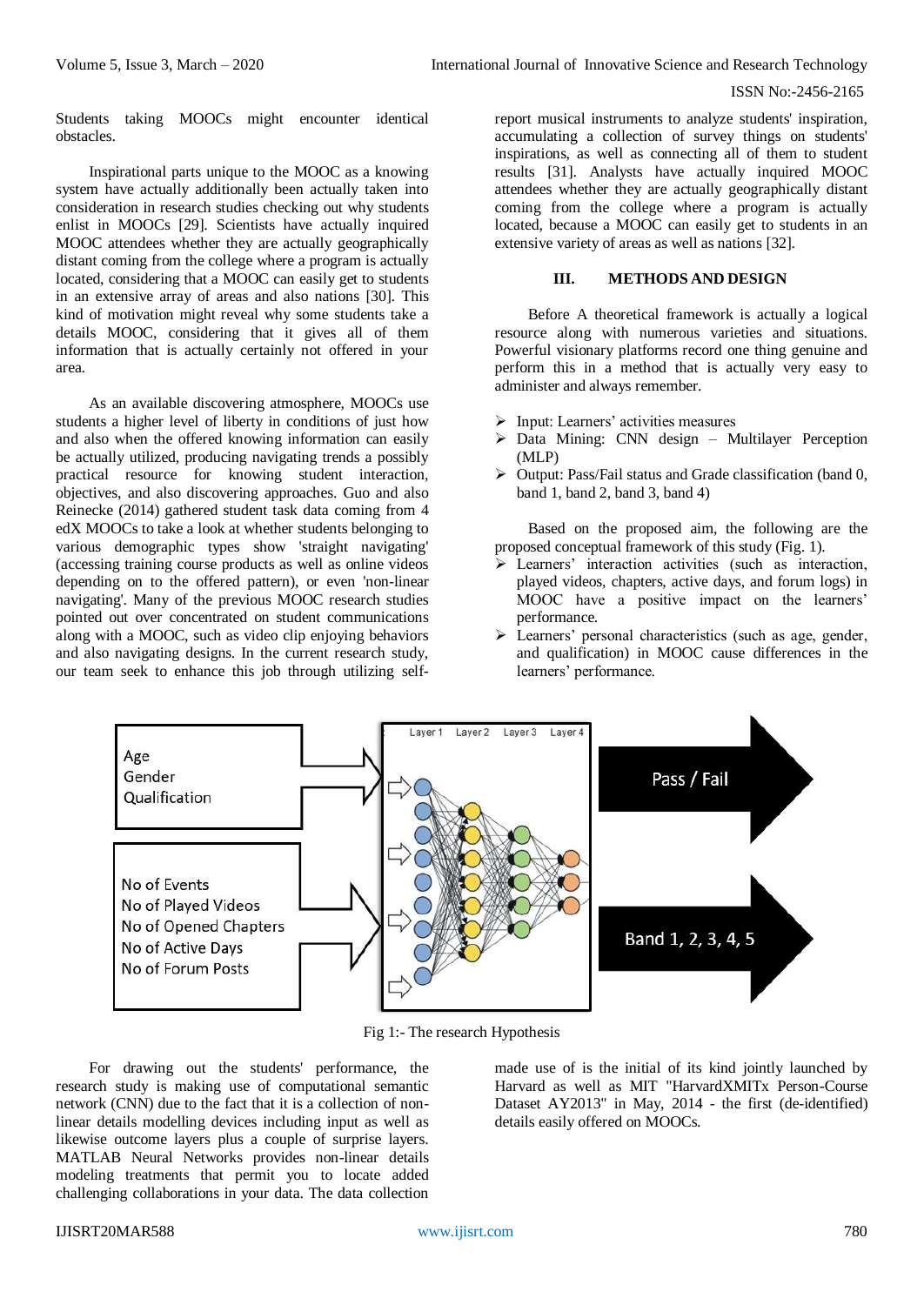Students taking MOOCs might encounter identical obstacles.

Inspirational parts unique to the MOOC as a knowing system have actually additionally been actually taken into consideration in research studies checking out why students enlist in MOOCs [29]. Scientists have actually inquired MOOC attendees whether they are actually geographically distant coming from the college where a program is actually located, considering that a MOOC can easily get to students in an extensive array of areas and also nations [30]. This kind of motivation might reveal why some students take a details MOOC, considering that it gives all of them information that is actually certainly not offered in your area.

As an available discovering atmosphere, MOOCs use students a higher level of liberty in conditions of just how and also when the offered knowing information can easily be actually utilized, producing navigating trends a possibly practical resource for knowing student interaction, objectives, and also discovering approaches. Guo and also Reinecke (2014) gathered student task data coming from 4 edX MOOCs to take a look at whether students belonging to various demographic types show 'straight navigating' (accessing training course products as well as online videos depending on to the offered pattern), or even 'non-linear navigating'. Many of the previous MOOC research studies pointed out over concentrated on student communications along with a MOOC, such as video clip enjoying behaviors and also navigating designs. In the current research study, our team seek to enhance this job through utilizing self-report musical instruments to analyze students' inspiration, accumulating a collection of survey things on students' inspirations, as well as connecting all of them to student results [31]. Analysts have actually inquired MOOC attendees whether they are actually geographically distant coming from the college where a program is actually located, because a MOOC can easily get to students in an extensive variety of areas as well as nations [32].

## III. METHODS AND DESIGN

Before A theoretical framework is actually a logical resource along with numerous varieties and situations. Powerful visionary platforms record one thing genuine and perform this in a method that is actually very easy to administer and always remember.

- Input: Learners' activities measures
- Data Mining: CNN design – Multilayer Perception (MLP)
- Output: Pass/Fail status and Grade classification (band 0, band 1, band 2, band 3, band 4)

Based on the proposed aim, the following are the proposed conceptual framework of this study (Fig. 1).

- Learners' interaction activities (such as interaction, played videos, chapters, active days, and forum logs) in MOOC have a positive impact on the learners' performance.
- Learners' personal characteristics (such as age, gender, and qualification) in MOOC cause differences in the learners' performance.

Fig 1:- The research Hypothesis

For drawing out the students' performance, the research study is making use of computational semantic network (CNN) due to the fact that it is a collection of non-linear details modelling devices including input as well as likewise outcome layers plus a couple of surprise layers. MATLAB Neural Networks provides non-linear details modeling treatments that permit you to locate added challenging collaborations in your data. The data collection made use of is the initial of its kind jointly launched by Harvard as well as MIT "HarvardXMITx Person-Course Dataset AY2013" in May, 2014 - the first (de-identified) details easily offered on MOOCs.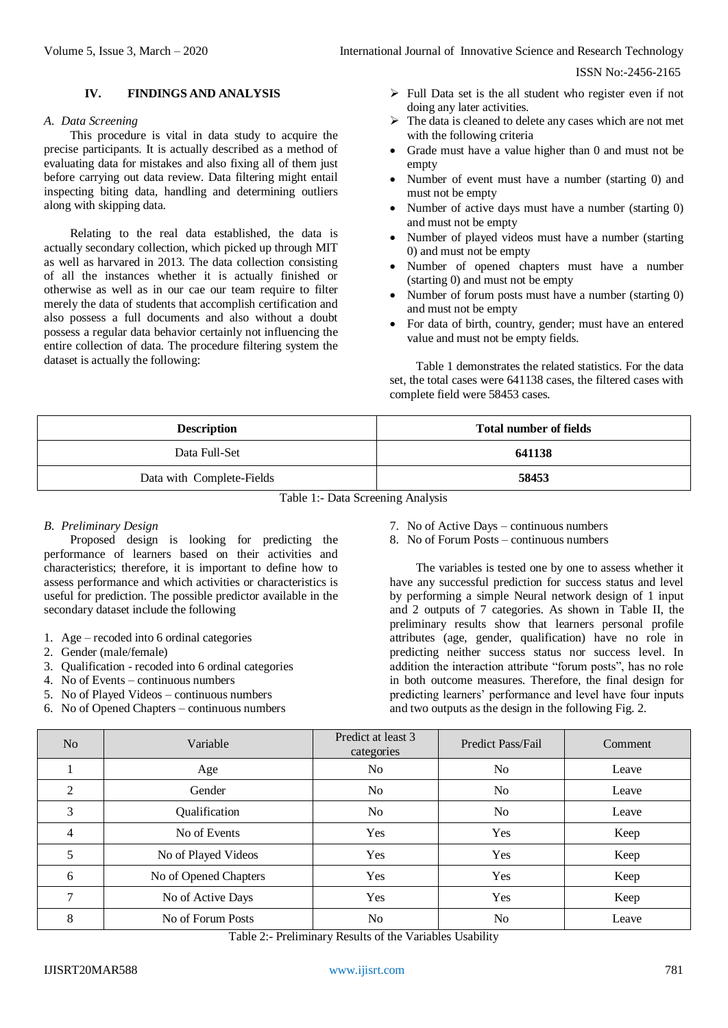## IV. FINDINGS AND ANALYSIS

### *A. Data Screening*

This procedure is vital in data study to acquire the precise participants. It is actually described as a method of evaluating data for mistakes and also fixing all of them just before carrying out data review. Data filtering might entail inspecting biting data, handling and determining outliers along with skipping data.

Relating to the real data established, the data is actually secondary collection, which picked up through MIT as well as harvared in 2013. The data collection consisting of all the instances whether it is actually finished or otherwise as well as in our cae our team require to filter merely the data of students that accomplish certification and also possess a full documents and also without a doubt possess a regular data behavior certainly not influencing the entire collection of data. The procedure filtering system the dataset is actually the following:

- ➢ Full Data set is the all student who register even if not doing any later activities.
- ➢ The data is cleaned to delete any cases which are not met with the following criteria
  - Grade must have a value higher than 0 and must not be empty
  - Number of event must have a number (starting 0) and must not be empty
  - Number of active days must have a number (starting 0) and must not be empty
  - Number of played videos must have a number (starting 0) and must not be empty
  - Number of opened chapters must have a number (starting 0) and must not be empty
  - Number of forum posts must have a number (starting 0) and must not be empty
  - For data of birth, country, gender; must have an entered value and must not be empty fields.

Table 1 demonstrates the related statistics. For the data set, the total cases were 641138 cases, the filtered cases with complete field were 58453 cases.

| Description | Total number of fields |
|---|---|
| Data Full-Set | **641138** |
| Data with Complete-Fields | **58453** |

Table 1:- Data Screening Analysis

### *B. Preliminary Design*

Proposed design is looking for predicting the performance of learners based on their activities and characteristics; therefore, it is important to define how to assess performance and which activities or characteristics is useful for prediction. The possible predictor available in the secondary dataset include the following

1. Age – recoded into 6 ordinal categories
2. Gender (male/female)
3. Qualification - recoded into 6 ordinal categories
4. No of Events – continuous numbers
5. No of Played Videos – continuous numbers
6. No of Opened Chapters – continuous numbers
7. No of Active Days – continuous numbers
8. No of Forum Posts – continuous numbers

The variables is tested one by one to assess whether it have any successful prediction for success status and level by performing a simple Neural network design of 1 input and 2 outputs of 7 categories. As shown in Table II, the preliminary results show that learners personal profile attributes (age, gender, qualification) have no role in predicting neither success status nor success level. In addition the interaction attribute "forum posts", has no role in both outcome measures. Therefore, the final design for predicting learners' performance and level have four inputs and two outputs as the design in the following Fig. 2.

| No | Variable | Predict at least 3 categories | Predict Pass/Fail | Comment |
|---|---|---|---|---|
| 1 | Age | No | No | Leave |
| 2 | Gender | No | No | Leave |
| 3 | Qualification | No | No | Leave |
| 4 | No of Events | Yes | Yes | Keep |
| 5 | No of Played Videos | Yes | Yes | Keep |
| 6 | No of Opened Chapters | Yes | Yes | Keep |
| 7 | No of Active Days | Yes | Yes | Keep |
| 8 | No of Forum Posts | No | No | Leave |

Table 2:- Preliminary Results of the Variables Usability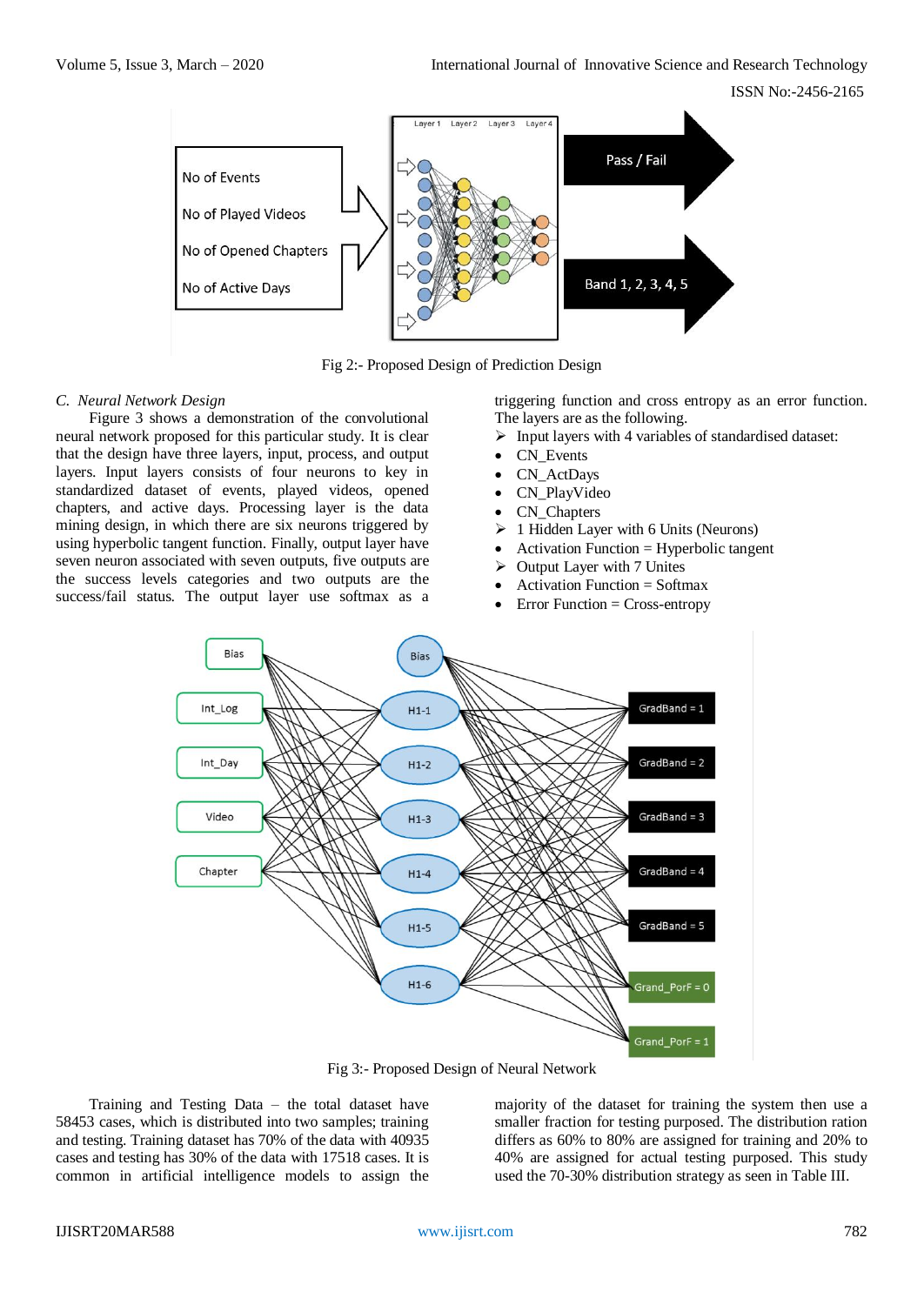Fig 2:- Proposed Design of Prediction Design

*C. Neural Network Design*

Figure 3 shows a demonstration of the convolutional neural network proposed for this particular study. It is clear that the design have three layers, input, process, and output layers. Input layers consists of four neurons to key in standardized dataset of events, played videos, opened chapters, and active days. Processing layer is the data mining design, in which there are six neurons triggered by using hyperbolic tangent function. Finally, output layer have seven neuron associated with seven outputs, five outputs are the success levels categories and two outputs are the success/fail status. The output layer use softmax as a triggering function and cross entropy as an error function. The layers are as the following.

- Input layers with 4 variables of standardised dataset:
  - CN_Events
  - CN_ActDays
  - CN_PlayVideo
  - CN_Chapters
- 1 Hidden Layer with 6 Units (Neurons)
  - Activation Function = Hyperbolic tangent
- Output Layer with 7 Unites
  - Activation Function = Softmax
  - Error Function = Cross-entropy

Fig 3:- Proposed Design of Neural Network

Training and Testing Data – the total dataset have 58453 cases, which is distributed into two samples; training and testing. Training dataset has 70% of the data with 40935 cases and testing has 30% of the data with 17518 cases. It is common in artificial intelligence models to assign the majority of the dataset for training the system then use a smaller fraction for testing purposed. The distribution ration differs as 60% to 80% are assigned for training and 20% to 40% are assigned for actual testing purposed. This study used the 70-30% distribution strategy as seen in Table III.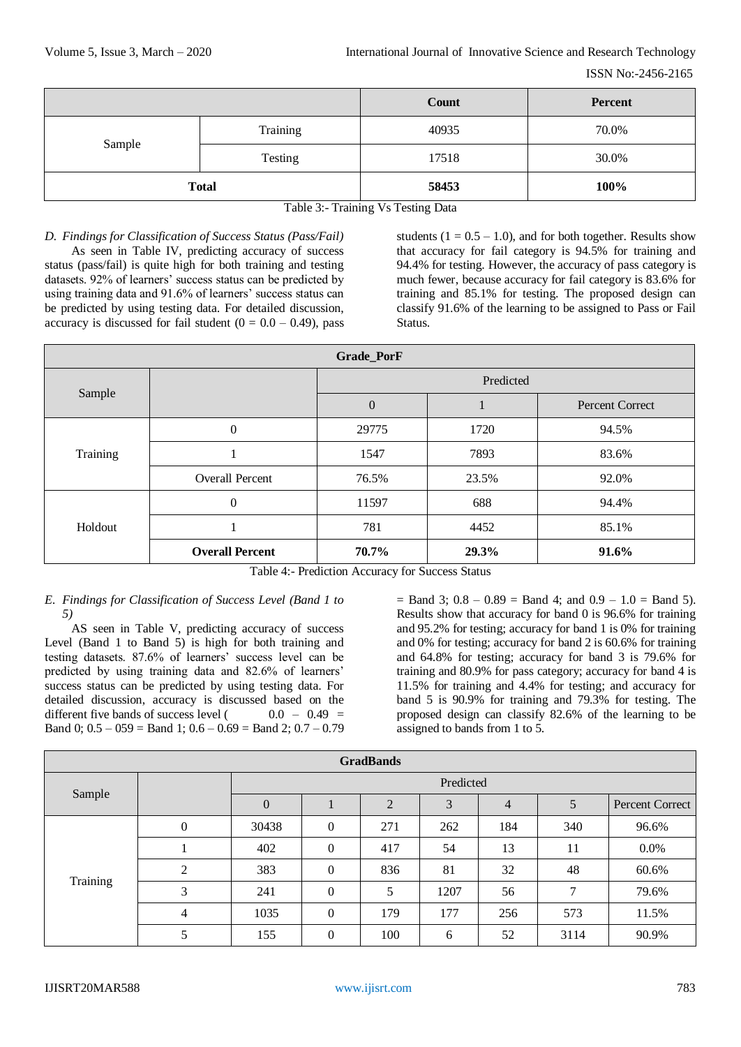| | | Count | Percent |
|---|---|---|---|
| Sample | Training | 40935 | 70.0% |
| | Testing | 17518 | 30.0% |
| **Total** | | **58453** | **100%** |

Table 3:- Training Vs Testing Data

*D. Findings for Classification of Success Status (Pass/Fail)*

As seen in Table IV, predicting accuracy of success status (pass/fail) is quite high for both training and testing datasets. 92% of learners' success status can be predicted by using training data and 91.6% of learners' success status can be predicted by using testing data. For detailed discussion, accuracy is discussed for fail student (0 = 0.0 – 0.49), pass students (1 = 0.5 – 1.0), and for both together. Results show that accuracy for fail category is 94.5% for training and 94.4% for testing. However, the accuracy of pass category is much fewer, because accuracy for fail category is 83.6% for training and 85.1% for testing. The proposed design can classify 91.6% of the learning to be assigned to Pass or Fail Status.

| Grade_PorF | | | | |
|---|---|---|---|---|
| Sample | | Predicted | | |
| | | 0 | 1 | Percent Correct |
| Training | 0 | 29775 | 1720 | 94.5% |
| | 1 | 1547 | 7893 | 83.6% |
| | Overall Percent | 76.5% | 23.5% | 92.0% |
| Holdout | 0 | 11597 | 688 | 94.4% |
| | 1 | 781 | 4452 | 85.1% |
| | **Overall Percent** | **70.7%** | **29.3%** | **91.6%** |

Table 4:- Prediction Accuracy for Success Status

*E. Findings for Classification of Success Level (Band 1 to 5)*

AS seen in Table V, predicting accuracy of success Level (Band 1 to Band 5) is high for both training and testing datasets. 87.6% of learners' success level can be predicted by using training data and 82.6% of learners' success status can be predicted by using testing data. For detailed discussion, accuracy is discussed based on the different five bands of success level ( 0.0 – 0.49 = Band 0; 0.5 – 059 = Band 1; 0.6 – 0.69 = Band 2; 0.7 – 0.79 = Band 3; 0.8 – 0.89 = Band 4; and 0.9 – 1.0 = Band 5). Results show that accuracy for band 0 is 96.6% for training and 95.2% for testing; accuracy for band 1 is 0% for training and 0% for testing; accuracy for band 2 is 60.6% for training and 64.8% for testing; accuracy for band 3 is 79.6% for training and 80.9% for pass category; accuracy for band 4 is 11.5% for training and 4.4% for testing; and accuracy for band 5 is 90.9% for training and 79.3% for testing. The proposed design can classify 82.6% of the learning to be assigned to bands from 1 to 5.

| GradBands | | | | | | | | |
|---|---|---|---|---|---|---|---|---|
| Sample | | Predicted | | | | | | |
| | | 0 | 1 | 2 | 3 | 4 | 5 | Percent Correct |
| Training | 0 | 30438 | 0 | 271 | 262 | 184 | 340 | 96.6% |
| | 1 | 402 | 0 | 417 | 54 | 13 | 11 | 0.0% |
| | 2 | 383 | 0 | 836 | 81 | 32 | 48 | 60.6% |
| | 3 | 241 | 0 | 5 | 1207 | 56 | 7 | 79.6% |
| | 4 | 1035 | 0 | 179 | 177 | 256 | 573 | 11.5% |
| | 5 | 155 | 0 | 100 | 6 | 52 | 3114 | 90.9% |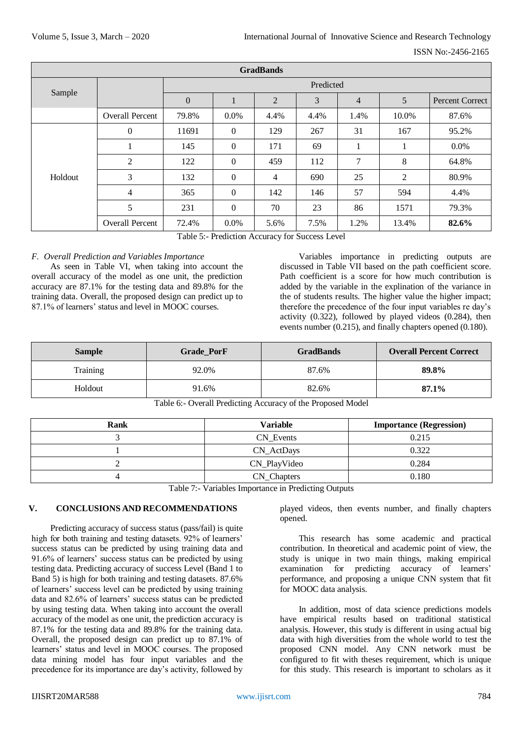| GradBands | | | | | | | | |
|---|---|---|---|---|---|---|---|---|
| Sample | | Predicted | | | | | | |
| | | 0 | 1 | 2 | 3 | 4 | 5 | Percent Correct |
| | Overall Percent | 79.8% | 0.0% | 4.4% | 4.4% | 1.4% | 10.0% | 87.6% |
| Holdout | 0 | 11691 | 0 | 129 | 267 | 31 | 167 | 95.2% |
| | 1 | 145 | 0 | 171 | 69 | 1 | 1 | 0.0% |
| | 2 | 122 | 0 | 459 | 112 | 7 | 8 | 64.8% |
| | 3 | 132 | 0 | 4 | 690 | 25 | 2 | 80.9% |
| | 4 | 365 | 0 | 142 | 146 | 57 | 594 | 4.4% |
| | 5 | 231 | 0 | 70 | 23 | 86 | 1571 | 79.3% |
| | Overall Percent | 72.4% | 0.0% | 5.6% | 7.5% | 1.2% | 13.4% | **82.6%** |

Table 5:- Prediction Accuracy for Success Level

### *F. Overall Prediction and Variables Importance*

As seen in Table VI, when taking into account the overall accuracy of the model as one unit, the prediction accuracy are 87.1% for the testing data and 89.8% for the training data. Overall, the proposed design can predict up to 87.1% of learners' status and level in MOOC courses.

Variables importance in predicting outputs are discussed in Table VII based on the path coefficient score. Path coefficient is a score for how much contribution is added by the variable in the explination of the variance in the of students results. The higher value the higher impact; therefore the precedence of the four input variables re day's activity (0.322), followed by played videos (0.284), then events number (0.215), and finally chapters opened (0.180).

| **Sample** | **Grade_PorF** | **GradBands** | **Overall Percent Correct** |
|---|---|---|---|
| Training | 92.0% | 87.6% | **89.8%** |
| Holdout | 91.6% | 82.6% | **87.1%** |

Table 6:- Overall Predicting Accuracy of the Proposed Model

| **Rank** | **Variable** | **Importance (Regression)** |
|---|---|---|
| 3 | CN_Events | 0.215 |
| 1 | CN_ActDays | 0.322 |
| 2 | CN_PlayVideo | 0.284 |
| 4 | CN_Chapters | 0.180 |

Table 7:- Variables Importance in Predicting Outputs

## V. CONCLUSIONS AND RECOMMENDATIONS

Predicting accuracy of success status (pass/fail) is quite high for both training and testing datasets. 92% of learners' success status can be predicted by using training data and 91.6% of learners' success status can be predicted by using testing data. Predicting accuracy of success Level (Band 1 to Band 5) is high for both training and testing datasets. 87.6% of learners' success level can be predicted by using training data and 82.6% of learners' success status can be predicted by using testing data. When taking into account the overall accuracy of the model as one unit, the prediction accuracy is 87.1% for the testing data and 89.8% for the training data. Overall, the proposed design can predict up to 87.1% of learners' status and level in MOOC courses. The proposed data mining model has four input variables and the precedence for its importance are day's activity, followed by played videos, then events number, and finally chapters opened.

This research has some academic and practical contribution. In theoretical and academic point of view, the study is unique in two main things, making empirical examination for predicting accuracy of learners' performance, and proposing a unique CNN system that fit for MOOC data analysis.

In addition, most of data science predictions models have empirical results based on traditional statistical analysis. However, this study is different in using actual big data with high diversities from the whole world to test the proposed CNN model. Any CNN network must be configured to fit with theses requirement, which is unique for this study. This research is important to scholars as it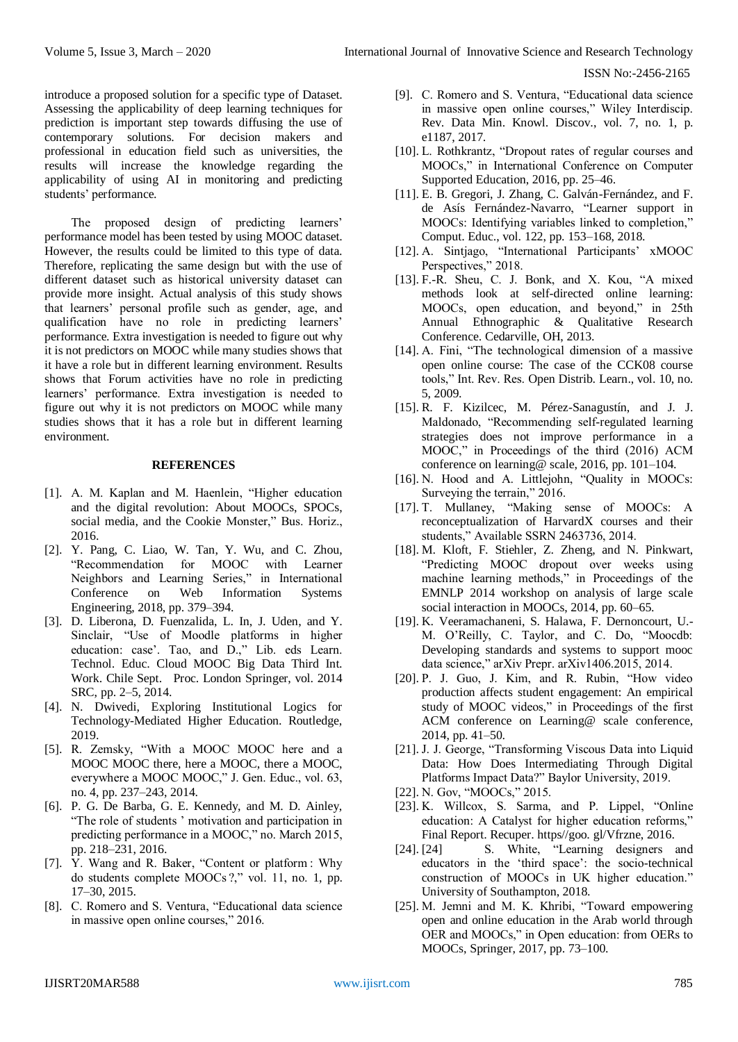introduce a proposed solution for a specific type of Dataset. Assessing the applicability of deep learning techniques for prediction is important step towards diffusing the use of contemporary solutions. For decision makers and professional in education field such as universities, the results will increase the knowledge regarding the applicability of using AI in monitoring and predicting students' performance.

The proposed design of predicting learners' performance model has been tested by using MOOC dataset. However, the results could be limited to this type of data. Therefore, replicating the same design but with the use of different dataset such as historical university dataset can provide more insight. Actual analysis of this study shows that learners' personal profile such as gender, age, and qualification have no role in predicting learners' performance. Extra investigation is needed to figure out why it is not predictors on MOOC while many studies shows that it have a role but in different learning environment. Results shows that Forum activities have no role in predicting learners' performance. Extra investigation is needed to figure out why it is not predictors on MOOC while many studies shows that it has a role but in different learning environment.

## REFERENCES

- [1]. A. M. Kaplan and M. Haenlein, "Higher education and the digital revolution: About MOOCs, SPOCs, social media, and the Cookie Monster," Bus. Horiz., 2016.
- [2]. Y. Pang, C. Liao, W. Tan, Y. Wu, and C. Zhou, "Recommendation for MOOC with Learner Neighbors and Learning Series," in International Conference on Web Information Systems Engineering, 2018, pp. 379–394.
- [3]. D. Liberona, D. Fuenzalida, L. In, J. Uden, and Y. Sinclair, "Use of Moodle platforms in higher education: case'. Tao, and D.," Lib. eds Learn. Technol. Educ. Cloud MOOC Big Data Third Int. Work. Chile Sept. Proc. London Springer, vol. 2014 SRC, pp. 2–5, 2014.
- [4]. N. Dwivedi, Exploring Institutional Logics for Technology-Mediated Higher Education. Routledge, 2019.
- [5]. R. Zemsky, "With a MOOC MOOC here and a MOOC MOOC there, here a MOOC, there a MOOC, everywhere a MOOC MOOC," J. Gen. Educ., vol. 63, no. 4, pp. 237–243, 2014.
- [6]. P. G. De Barba, G. E. Kennedy, and M. D. Ainley, "The role of students ' motivation and participation in predicting performance in a MOOC," no. March 2015, pp. 218–231, 2016.
- [7]. Y. Wang and R. Baker, "Content or platform : Why do students complete MOOCs ?," vol. 11, no. 1, pp. 17–30, 2015.
- [8]. C. Romero and S. Ventura, "Educational data science in massive open online courses," 2016.
- [9]. C. Romero and S. Ventura, "Educational data science in massive open online courses," Wiley Interdiscip. Rev. Data Min. Knowl. Discov., vol. 7, no. 1, p. e1187, 2017.
- [10]. L. Rothkrantz, "Dropout rates of regular courses and MOOCs," in International Conference on Computer Supported Education, 2016, pp. 25–46.
- [11]. E. B. Gregori, J. Zhang, C. Galván-Fernández, and F. de Asís Fernández-Navarro, "Learner support in MOOCs: Identifying variables linked to completion," Comput. Educ., vol. 122, pp. 153–168, 2018.
- [12]. A. Sintjago, "International Participants' xMOOC Perspectives," 2018.
- [13]. F.-R. Sheu, C. J. Bonk, and X. Kou, "A mixed methods look at self-directed online learning: MOOCs, open education, and beyond," in 25th Annual Ethnographic & Qualitative Research Conference. Cedarville, OH, 2013.
- [14]. A. Fini, "The technological dimension of a massive open online course: The case of the CCK08 course tools," Int. Rev. Res. Open Distrib. Learn., vol. 10, no. 5, 2009.
- [15]. R. F. Kizilcec, M. Pérez-Sanagustín, and J. J. Maldonado, "Recommending self-regulated learning strategies does not improve performance in a MOOC," in Proceedings of the third (2016) ACM conference on learning@ scale, 2016, pp. 101–104.
- [16]. N. Hood and A. Littlejohn, "Quality in MOOCs: Surveying the terrain," 2016.
- [17]. T. Mullaney, "Making sense of MOOCs: A reconceptualization of HarvardX courses and their students," Available SSRN 2463736, 2014.
- [18]. M. Kloft, F. Stiehler, Z. Zheng, and N. Pinkwart, "Predicting MOOC dropout over weeks using machine learning methods," in Proceedings of the EMNLP 2014 workshop on analysis of large scale social interaction in MOOCs, 2014, pp. 60–65.
- [19]. K. Veeramachaneni, S. Halawa, F. Dernoncourt, U.-M. O'Reilly, C. Taylor, and C. Do, "Moocdb: Developing standards and systems to support mooc data science," arXiv Prepr. arXiv1406.2015, 2014.
- [20]. P. J. Guo, J. Kim, and R. Rubin, "How video production affects student engagement: An empirical study of MOOC videos," in Proceedings of the first ACM conference on Learning@ scale conference, 2014, pp. 41–50.
- [21]. J. J. George, "Transforming Viscous Data into Liquid Data: How Does Intermediating Through Digital Platforms Impact Data?" Baylor University, 2019.
- [22]. N. Gov, "MOOCs," 2015.
- [23]. K. Willcox, S. Sarma, and P. Lippel, "Online education: A Catalyst for higher education reforms," Final Report. Recuper. https//goo. gl/Vfrzne, 2016.
- [24]. [24] S. White, "Learning designers and educators in the 'third space': the socio-technical construction of MOOCs in UK higher education." University of Southampton, 2018.
- [25]. M. Jemni and M. K. Khribi, "Toward empowering open and online education in the Arab world through OER and MOOCs," in Open education: from OERs to MOOCs, Springer, 2017, pp. 73–100.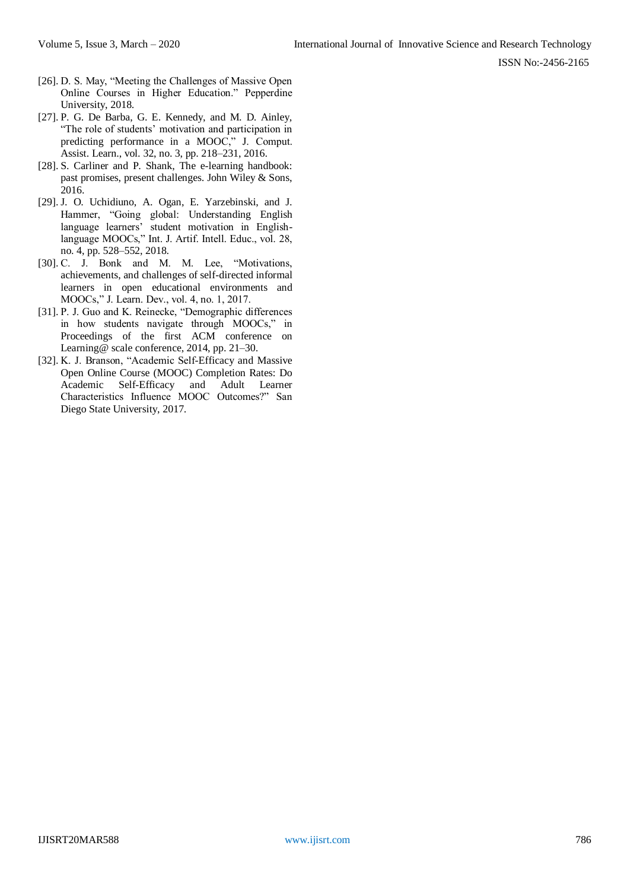[26]. D. S. May, “Meeting the Challenges of Massive Open Online Courses in Higher Education.” Pepperdine University, 2018.

[27]. P. G. De Barba, G. E. Kennedy, and M. D. Ainley, “The role of students’ motivation and participation in predicting performance in a MOOC,” J. Comput. Assist. Learn., vol. 32, no. 3, pp. 218–231, 2016.

[28]. S. Carliner and P. Shank, The e-learning handbook: past promises, present challenges. John Wiley & Sons, 2016.

[29]. J. O. Uchidiuno, A. Ogan, E. Yarzebinski, and J. Hammer, “Going global: Understanding English language learners’ student motivation in English-language MOOCs,” Int. J. Artif. Intell. Educ., vol. 28, no. 4, pp. 528–552, 2018.

[30]. C. J. Bonk and M. M. Lee, “Motivations, achievements, and challenges of self-directed informal learners in open educational environments and MOOCs,” J. Learn. Dev., vol. 4, no. 1, 2017.

[31]. P. J. Guo and K. Reinecke, “Demographic differences in how students navigate through MOOCs,” in Proceedings of the first ACM conference on Learning@ scale conference, 2014, pp. 21–30.

[32]. K. J. Branson, “Academic Self-Efficacy and Massive Open Online Course (MOOC) Completion Rates: Do Academic Self-Efficacy and Adult Learner Characteristics Influence MOOC Outcomes?” San Diego State University, 2017.